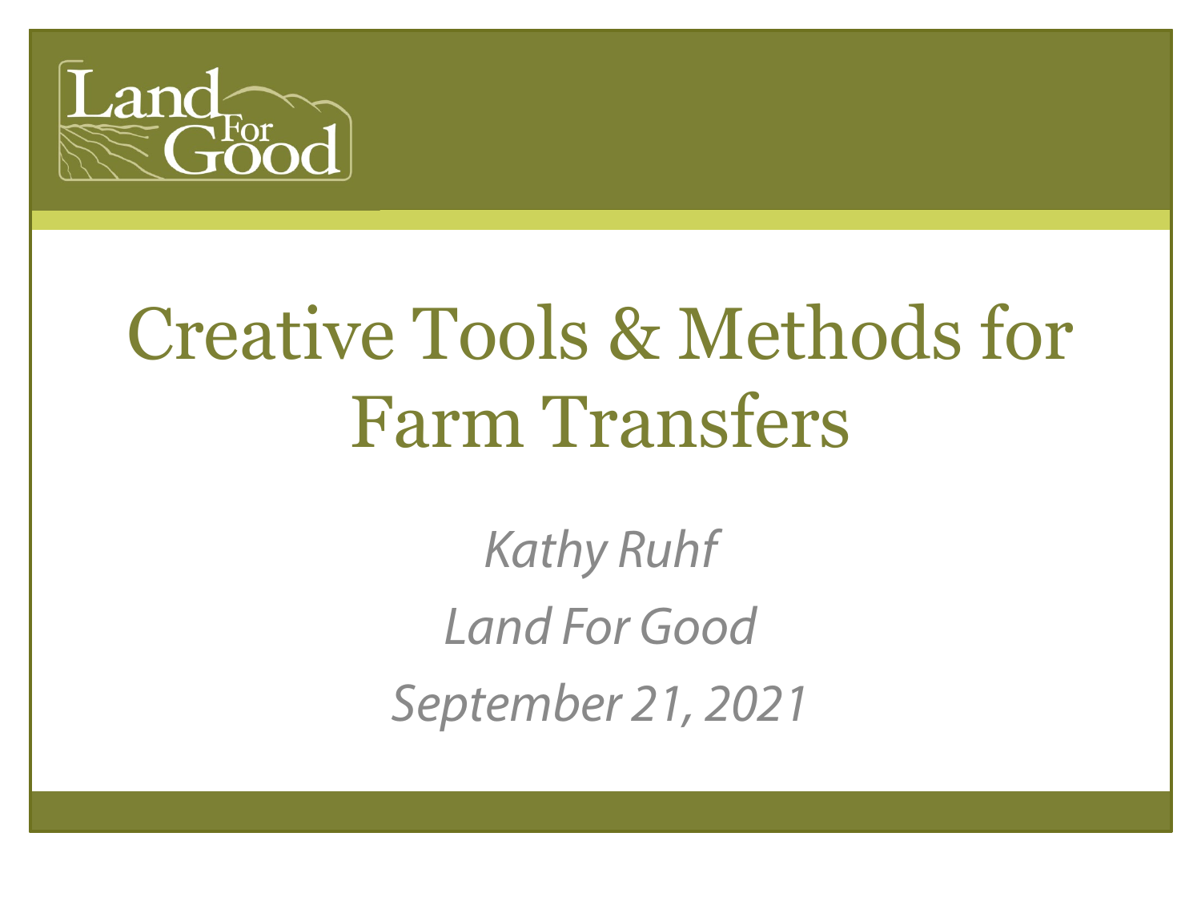Land For Good

# Creative Tools & Methods for Farm Transfers

*Kathy Ruhf*

*Land For Good*

*September 21, 2021*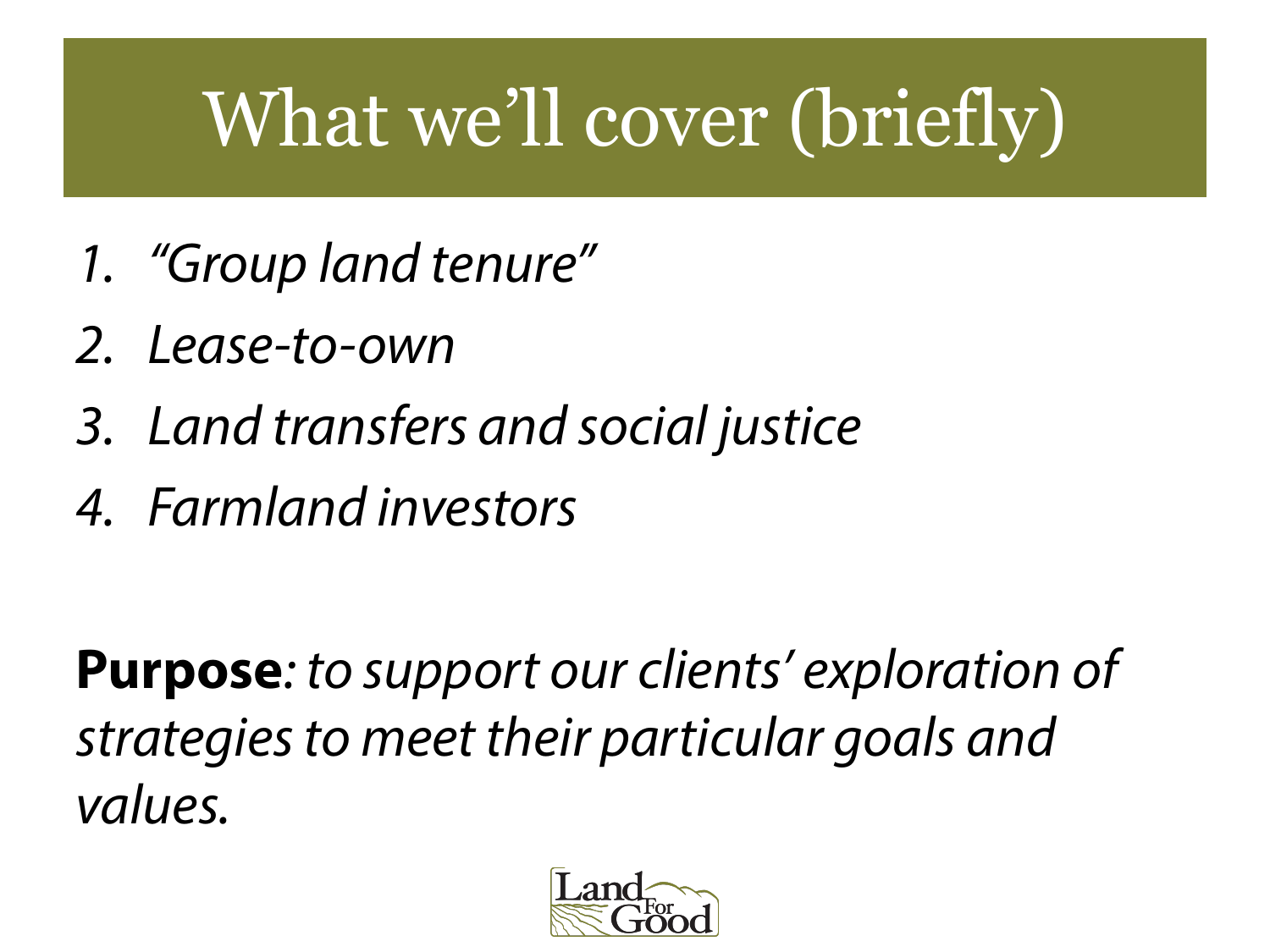# What we'll cover (briefly)

1. *"Group land tenure"*
2. *Lease-to-own*
3. *Land transfers and social justice*
4. *Farmland investors*

**Purpose***: to support our clients' exploration of strategies to meet their particular goals and values.*

Land For Good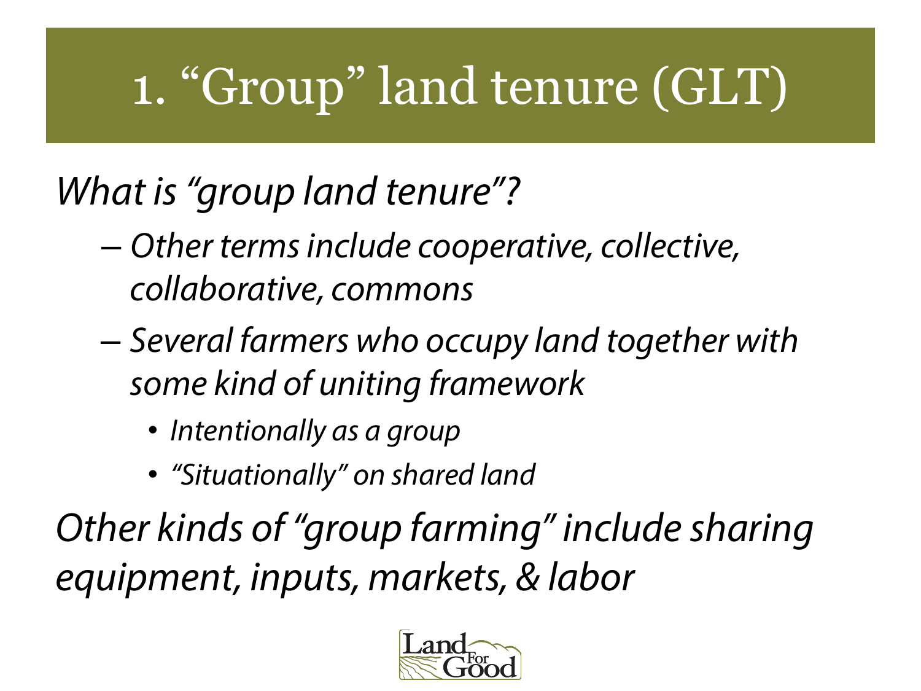# 1. "Group" land tenure (GLT)

*What is "group land tenure"?*

- *Other terms include cooperative, collective, collaborative, commons*
- *Several farmers who occupy land together with some kind of uniting framework*
  - *Intentionally as a group*
  - *"Situationally" on shared land*

*Other kinds of "group farming" include sharing equipment, inputs, markets, & labor*

Land For Good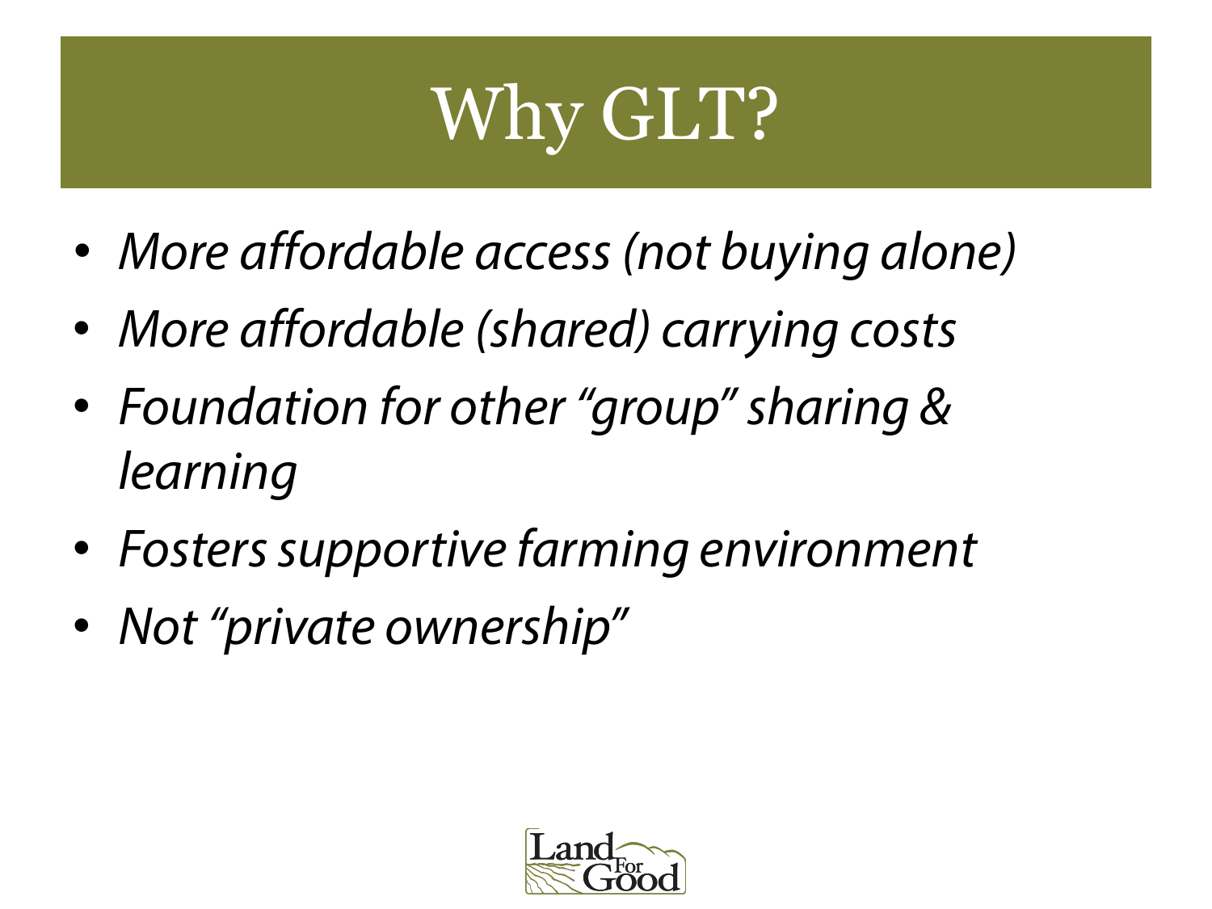# Why GLT?

- *More affordable access (not buying alone)*
- *More affordable (shared) carrying costs*
- *Foundation for other "group" sharing & learning*
- *Fosters supportive farming environment*
- *Not "private ownership"*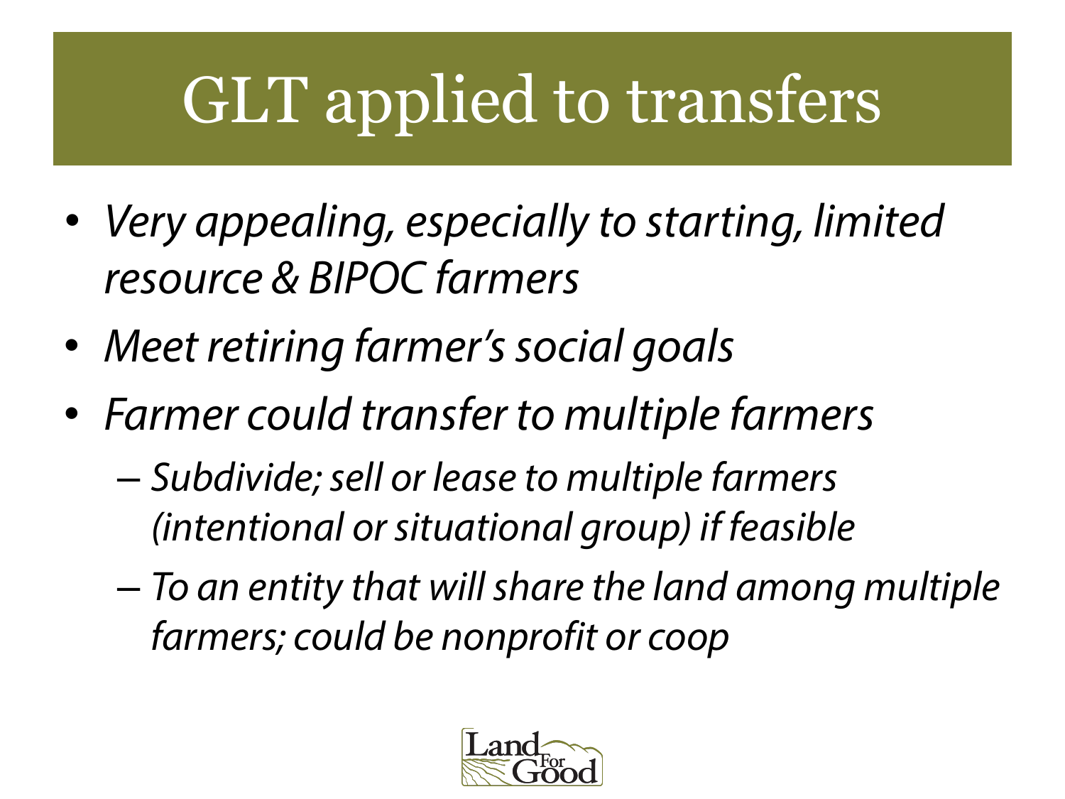# GLT applied to transfers

- *Very appealing, especially to starting, limited resource & BIPOC farmers*
- *Meet retiring farmer's social goals*
- *Farmer could transfer to multiple farmers*
  - *Subdivide; sell or lease to multiple farmers (intentional or situational group) if feasible*
  - *To an entity that will share the land among multiple farmers; could be nonprofit or coop*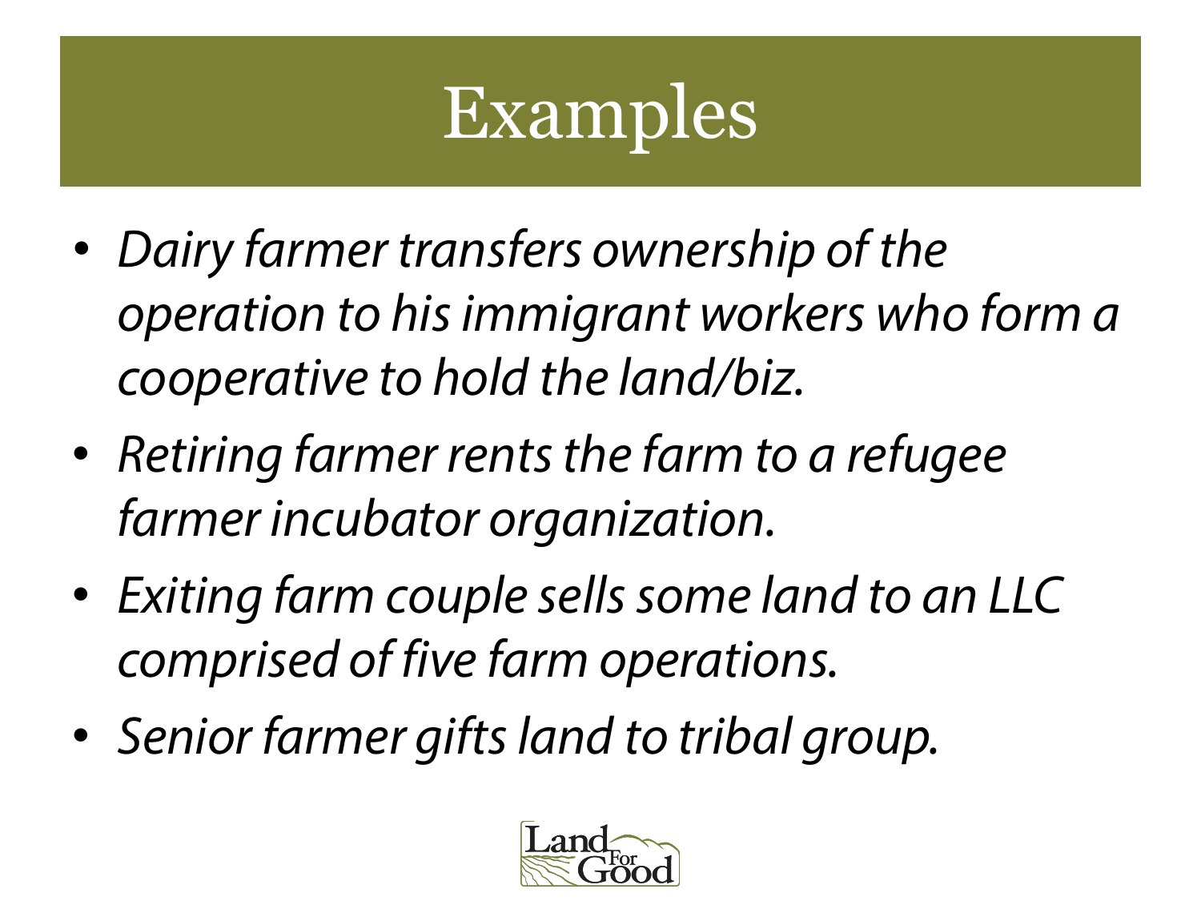# Examples

- *Dairy farmer transfers ownership of the operation to his immigrant workers who form a cooperative to hold the land/biz.*
- *Retiring farmer rents the farm to a refugee farmer incubator organization.*
- *Exiting farm couple sells some land to an LLC comprised of five farm operations.*
- *Senior farmer gifts land to tribal group.*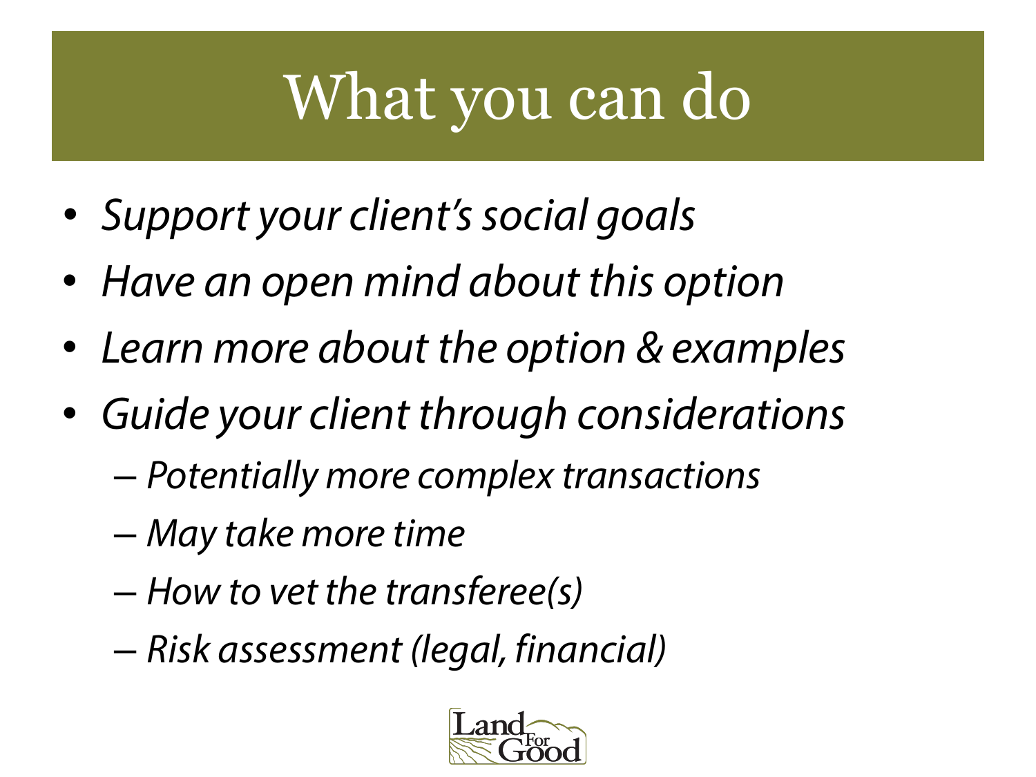# What you can do

- *Support your client's social goals*
- *Have an open mind about this option*
- *Learn more about the option & examples*
- *Guide your client through considerations*
  - *Potentially more complex transactions*
  - *May take more time*
  - *How to vet the transferee(s)*
  - *Risk assessment (legal, financial)*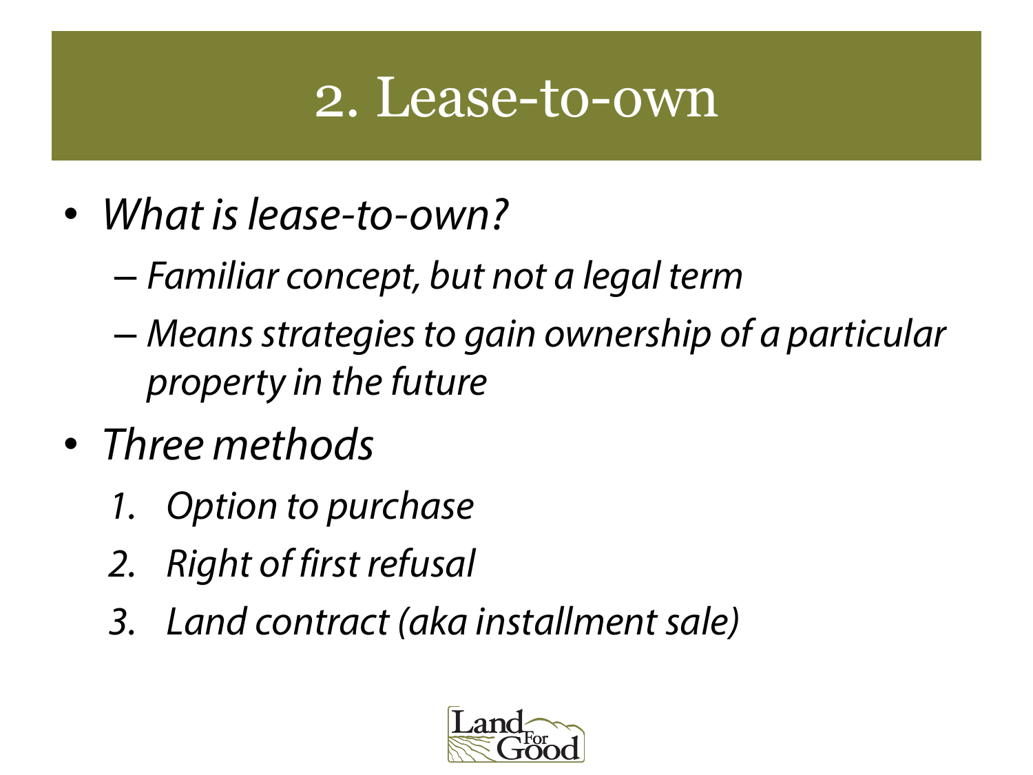# 2. Lease-to-own

- *What is lease-to-own?*
  - *Familiar concept, but not a legal term*
  - *Means strategies to gain ownership of a particular property in the future*
- *Three methods*
  1. *Option to purchase*
  2. *Right of first refusal*
  3. *Land contract (aka installment sale)*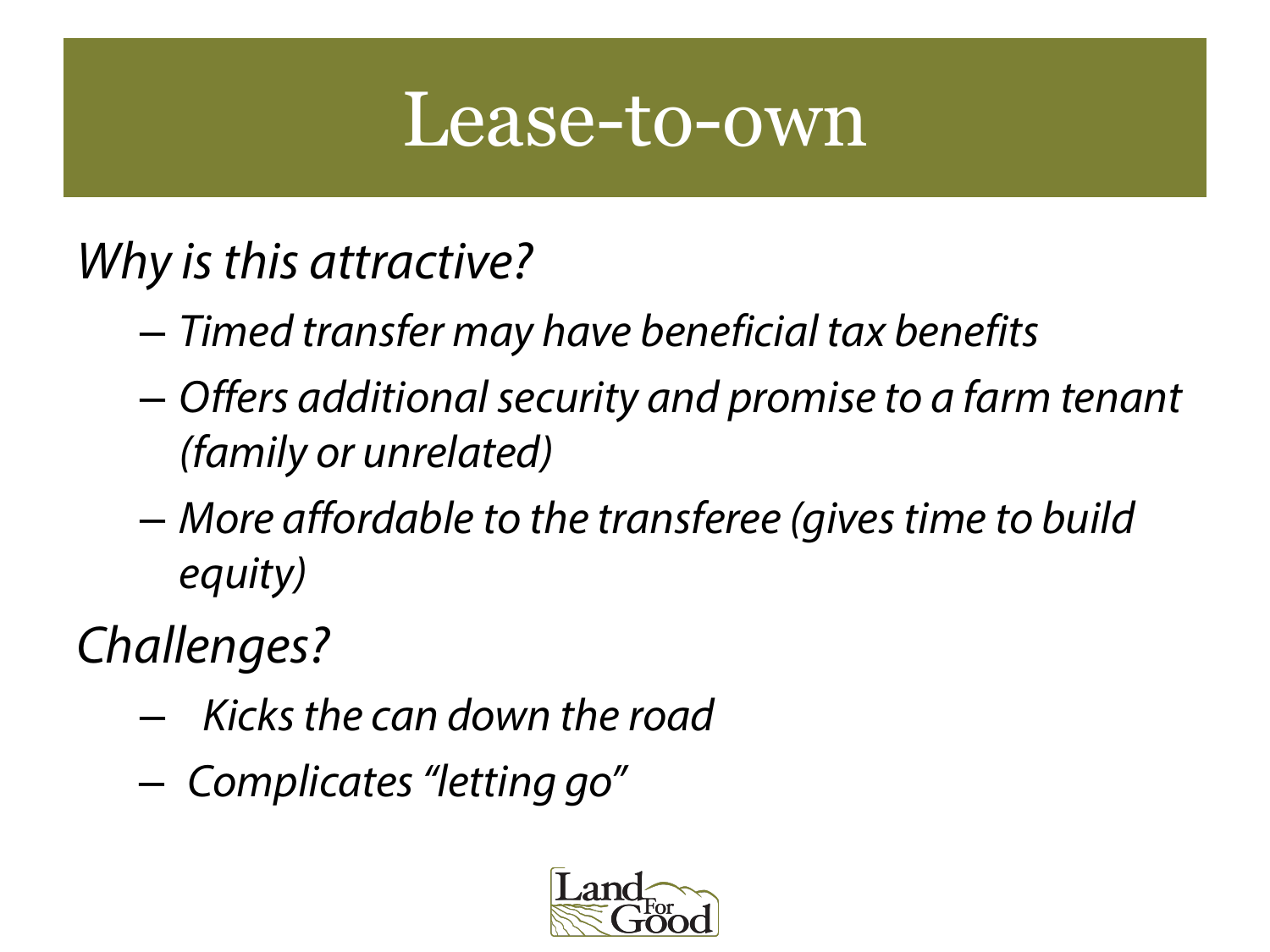# Lease-to-own

*Why is this attractive?*

- *Timed transfer may have beneficial tax benefits*
- *Offers additional security and promise to a farm tenant (family or unrelated)*
- *More affordable to the transferee (gives time to build equity)*

*Challenges?*

- *Kicks the can down the road*
- *Complicates "letting go"*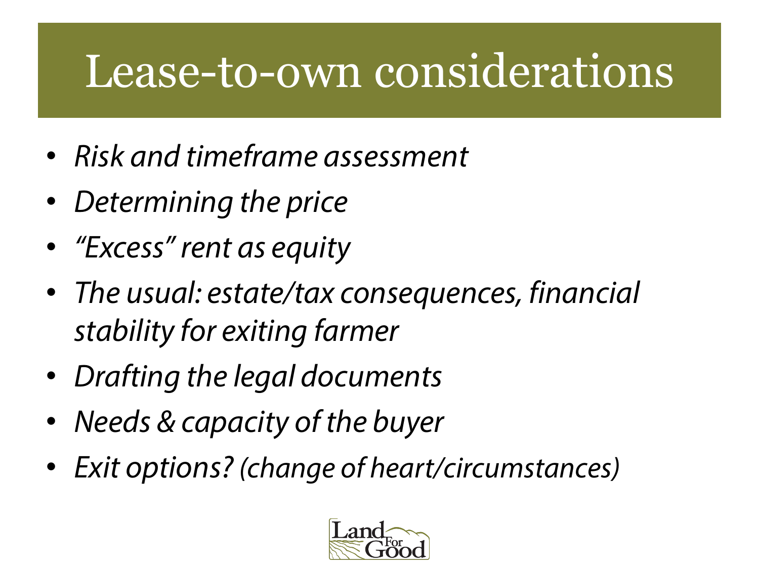# Lease-to-own considerations

- *Risk and timeframe assessment*
- *Determining the price*
- *"Excess" rent as equity*
- *The usual: estate/tax consequences, financial stability for exiting farmer*
- *Drafting the legal documents*
- *Needs & capacity of the buyer*
- *Exit options? (change of heart/circumstances)*

Land For Good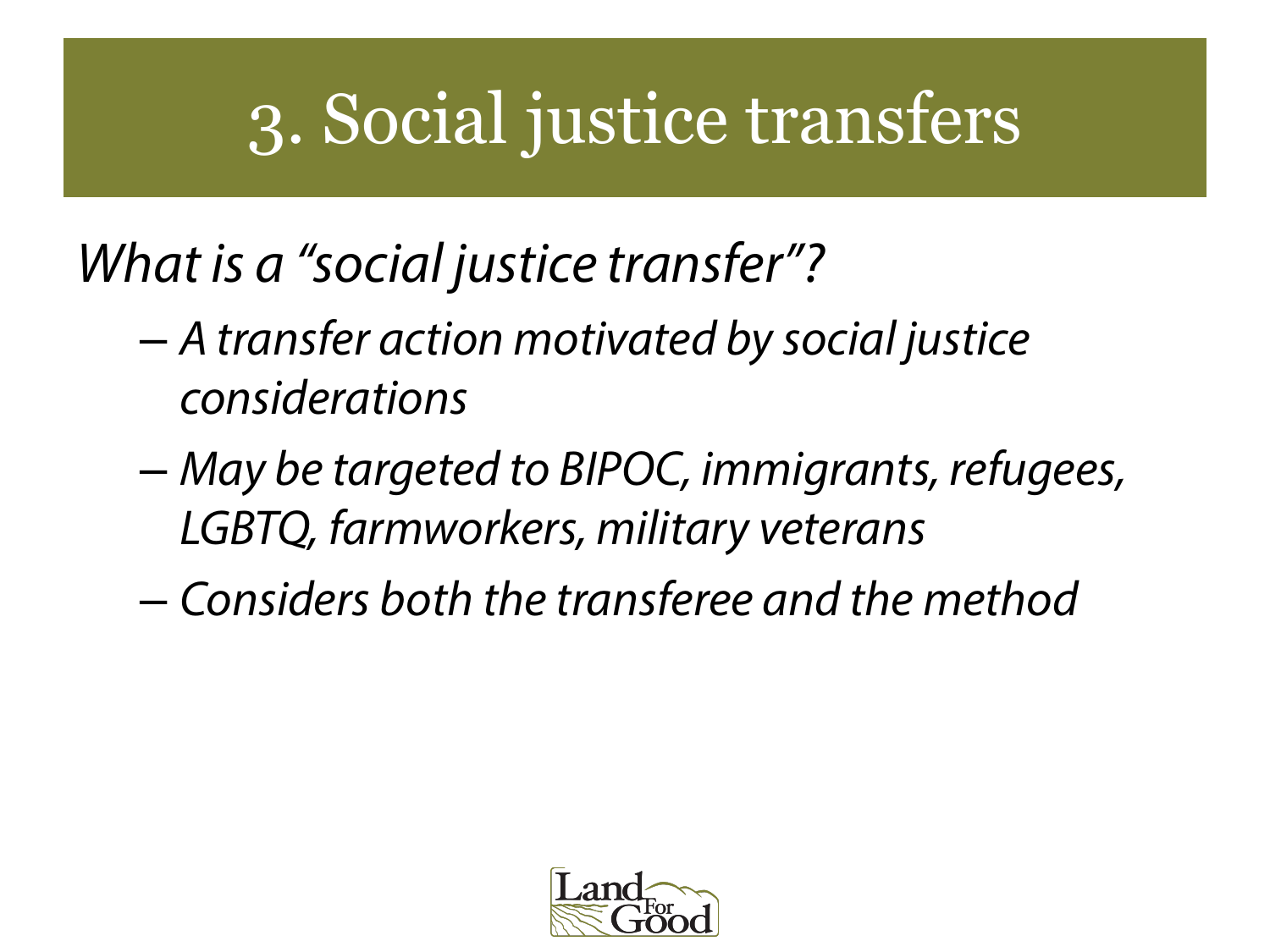# 3. Social justice transfers

*What is a “social justice transfer”?*

- *A transfer action motivated by social justice considerations*
- *May be targeted to BIPOC, immigrants, refugees, LGBTQ, farmworkers, military veterans*
- *Considers both the transferee and the method*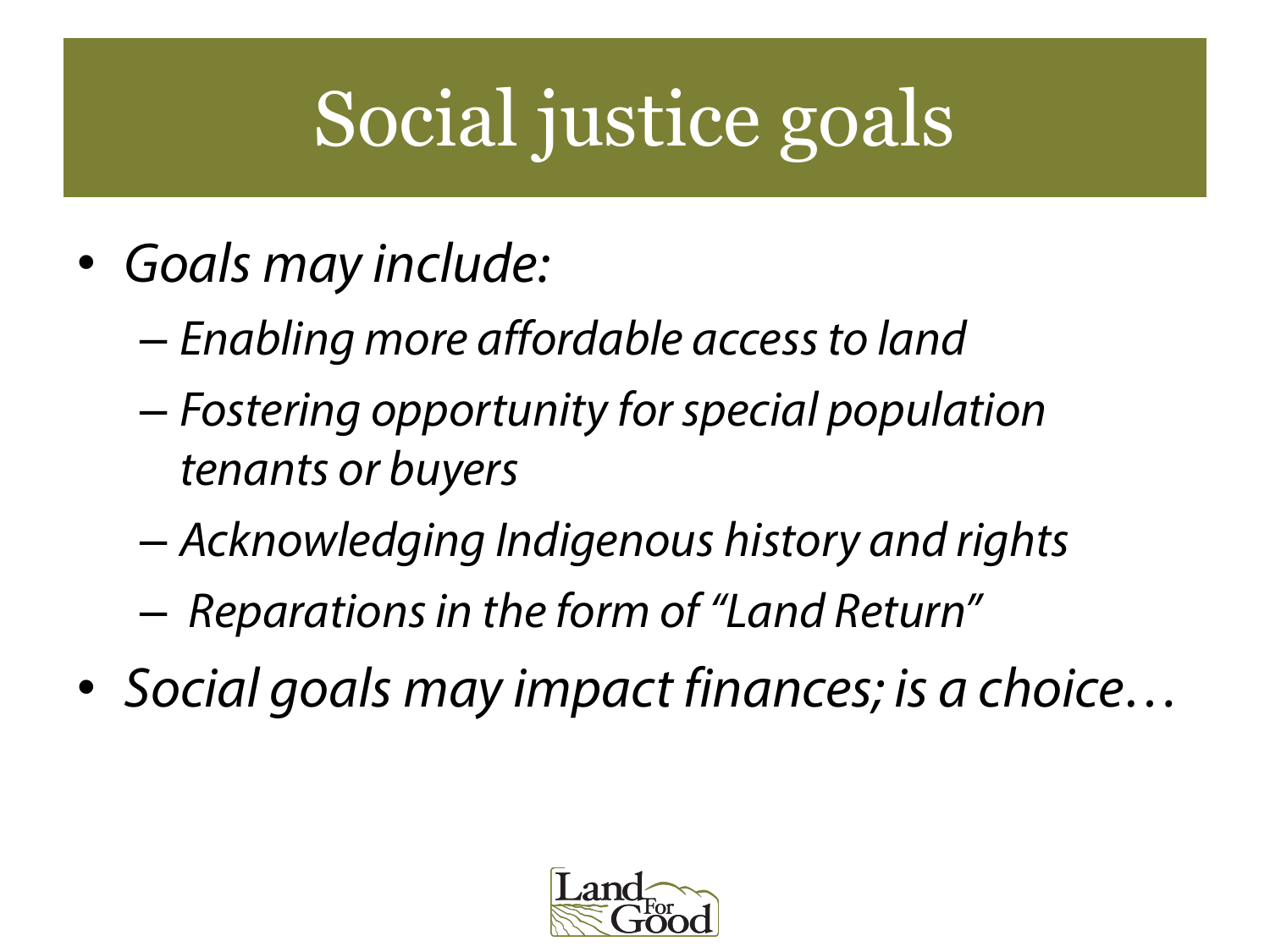# Social justice goals

- *Goals may include:*
  - *Enabling more affordable access to land*
  - *Fostering opportunity for special population tenants or buyers*
  - *Acknowledging Indigenous history and rights*
  - *Reparations in the form of "Land Return"*
- *Social goals may impact finances; is a choice…*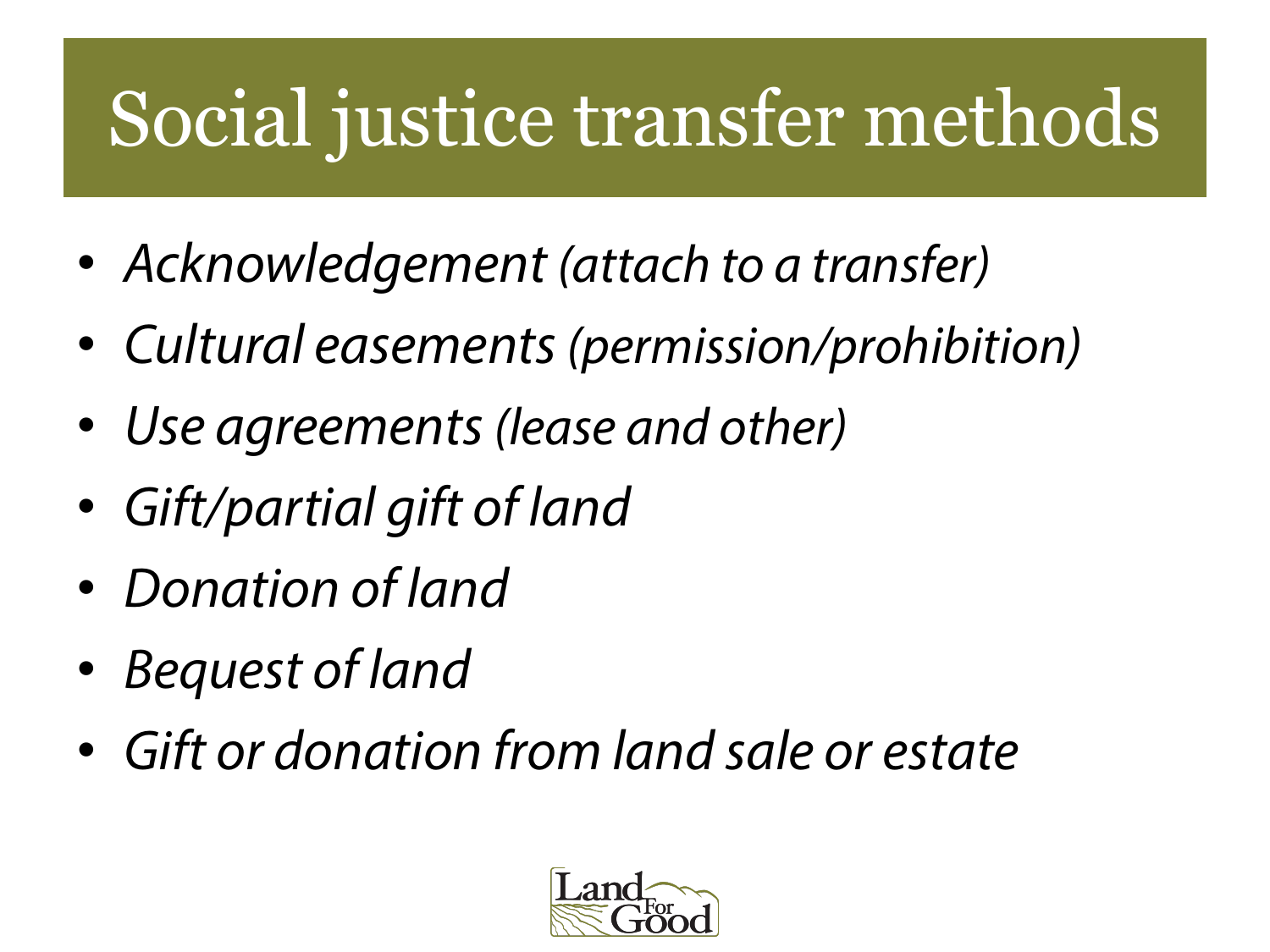# Social justice transfer methods

- *Acknowledgement (attach to a transfer)*
- *Cultural easements (permission/prohibition)*
- *Use agreements (lease and other)*
- *Gift/partial gift of land*
- *Donation of land*
- *Bequest of land*
- *Gift or donation from land sale or estate*

Land For Good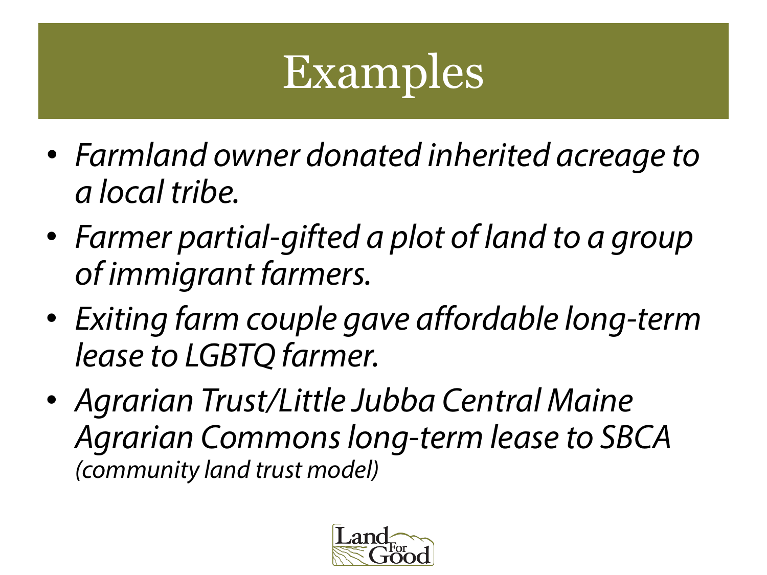# Examples

- *Farmland owner donated inherited acreage to a local tribe.*
- *Farmer partial-gifted a plot of land to a group of immigrant farmers.*
- *Exiting farm couple gave affordable long-term lease to LGBTQ farmer.*
- *Agrarian Trust/Little Jubba Central Maine Agrarian Commons long-term lease to SBCA (community land trust model)*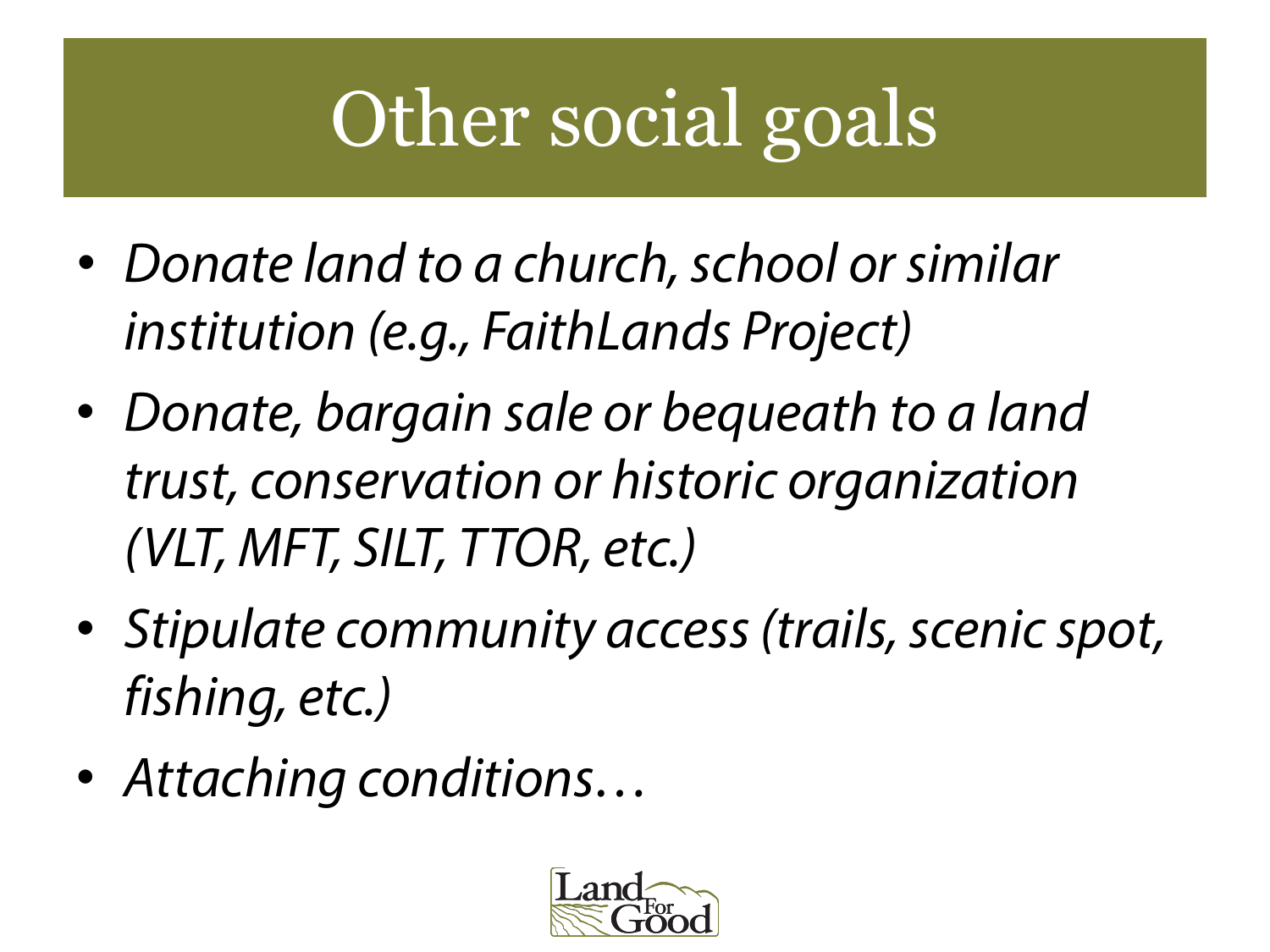# Other social goals

- *Donate land to a church, school or similar institution (e.g., FaithLands Project)*
- *Donate, bargain sale or bequeath to a land trust, conservation or historic organization (VLT, MFT, SILT, TTOR, etc.)*
- *Stipulate community access (trails, scenic spot, fishing, etc.)*
- *Attaching conditions…*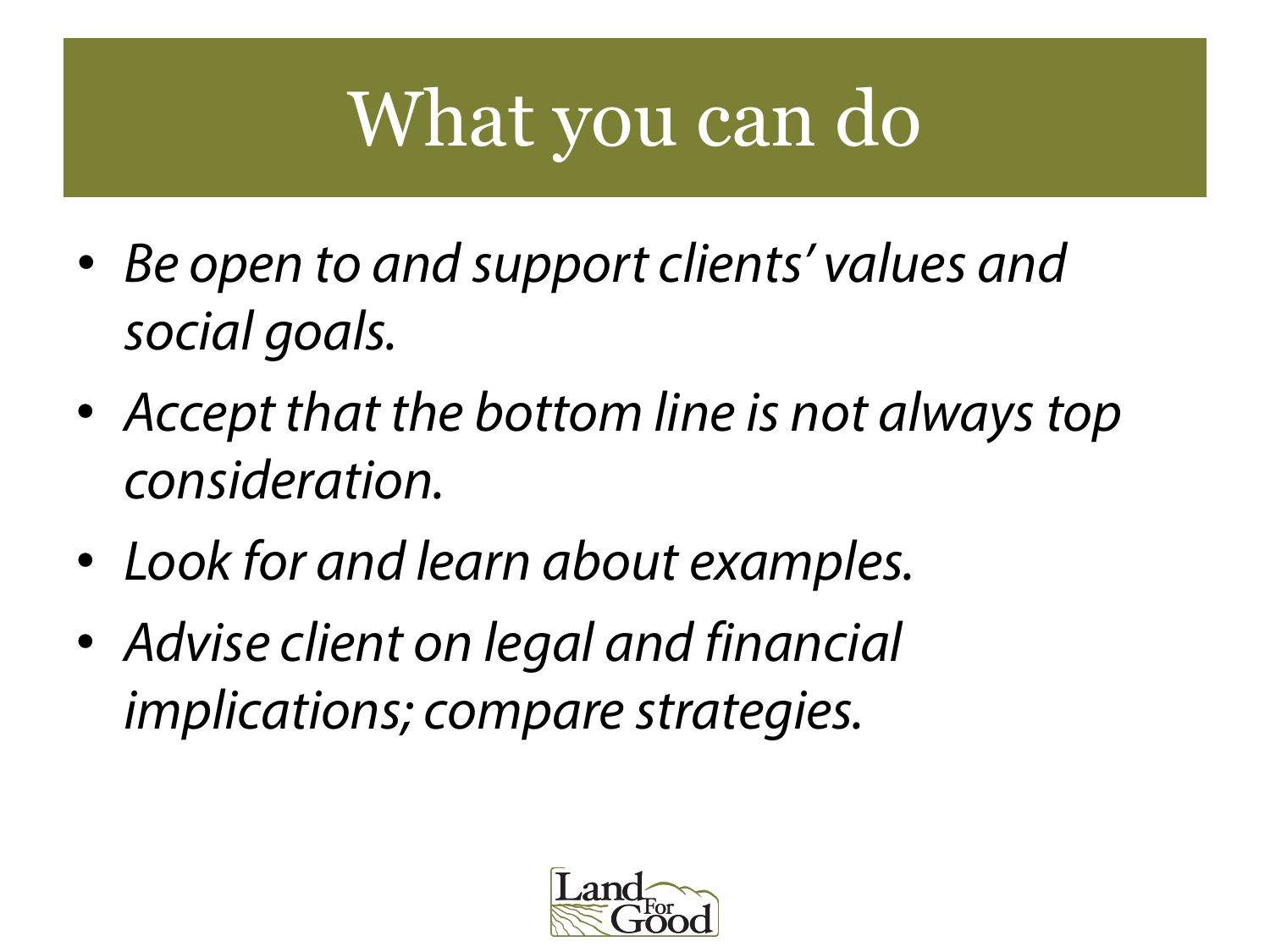# What you can do

- *Be open to and support clients' values and social goals.*
- *Accept that the bottom line is not always top consideration.*
- *Look for and learn about examples.*
- *Advise client on legal and financial implications; compare strategies.*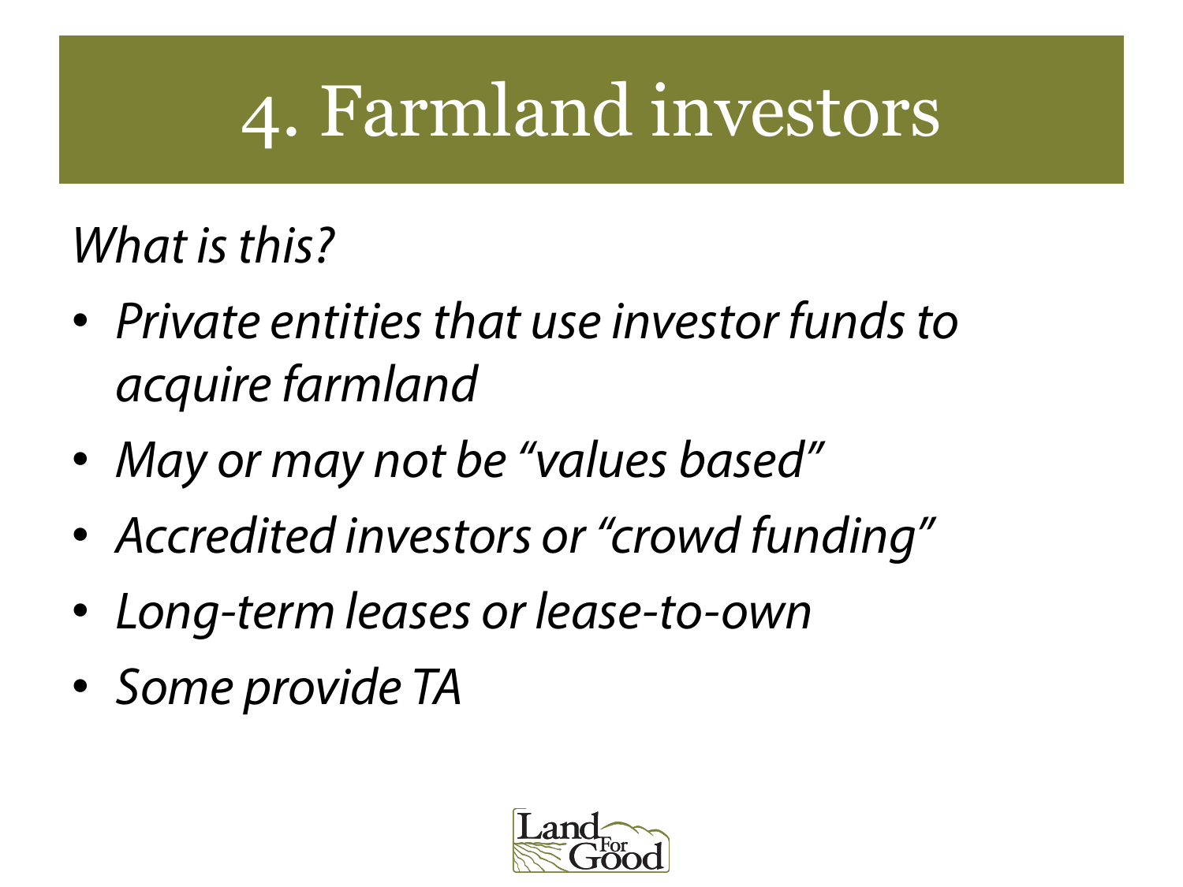# 4. Farmland investors

*What is this?*

- *Private entities that use investor funds to acquire farmland*
- *May or may not be "values based"*
- *Accredited investors or "crowd funding"*
- *Long-term leases or lease-to-own*
- *Some provide TA*

Land For Good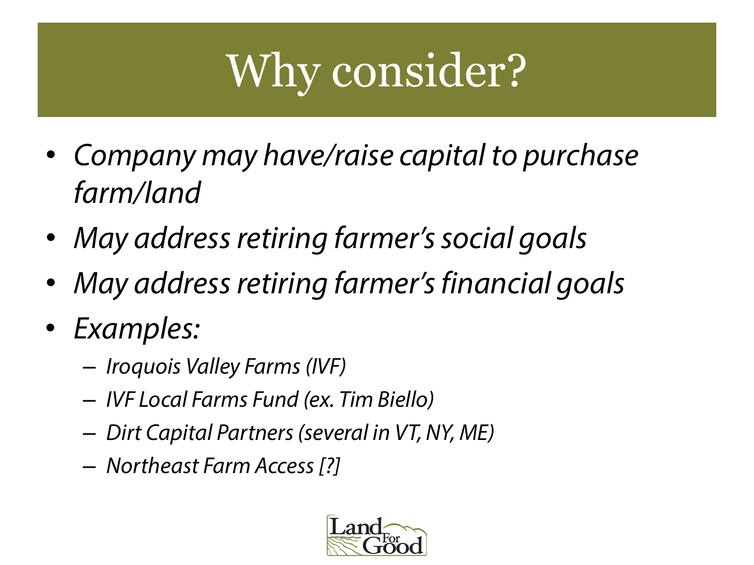# Why consider?

- *Company may have/raise capital to purchase farm/land*
- *May address retiring farmer's social goals*
- *May address retiring farmer's financial goals*
- *Examples:*
  - *Iroquois Valley Farms (IVF)*
  - *IVF Local Farms Fund (ex. Tim Biello)*
  - *Dirt Capital Partners (several in VT, NY, ME)*
  - *Northeast Farm Access [?]*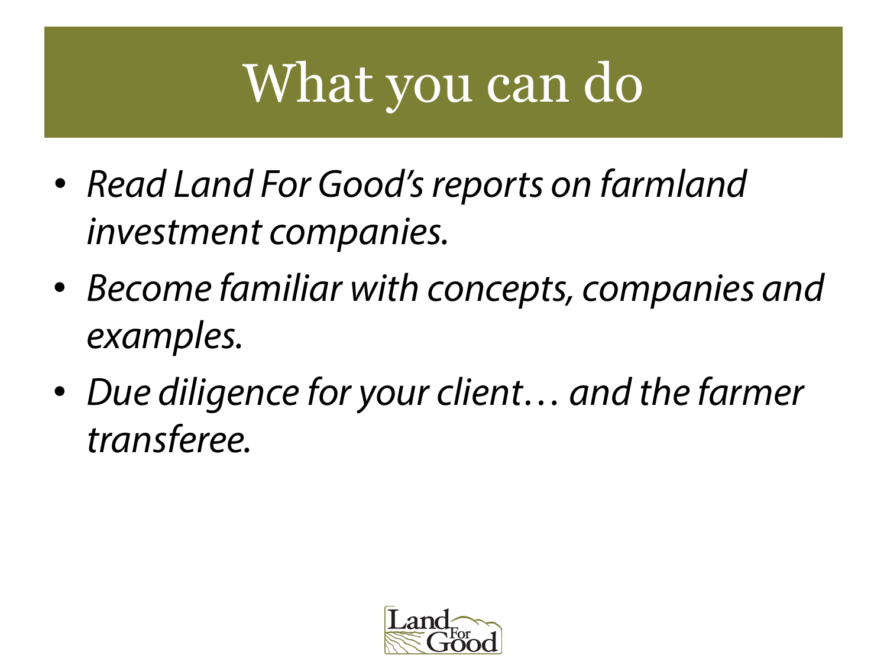# What you can do

- *Read Land For Good's reports on farmland investment companies.*
- *Become familiar with concepts, companies and examples.*
- *Due diligence for your client… and the farmer transferee.*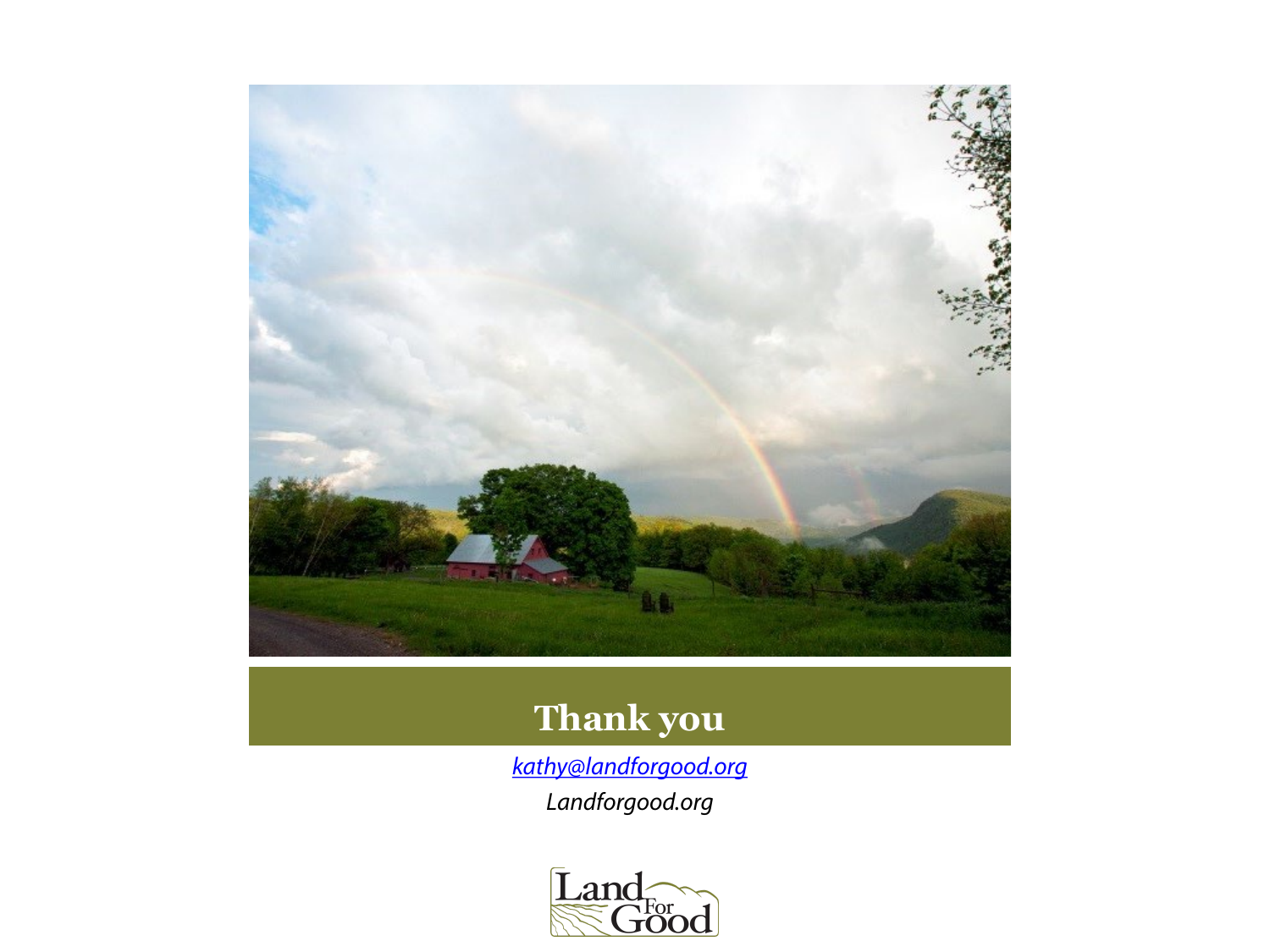# Thank you

*[kathy@landforgood.org](mailto:kathy@landforgood.org)*

*Landforgood.org*